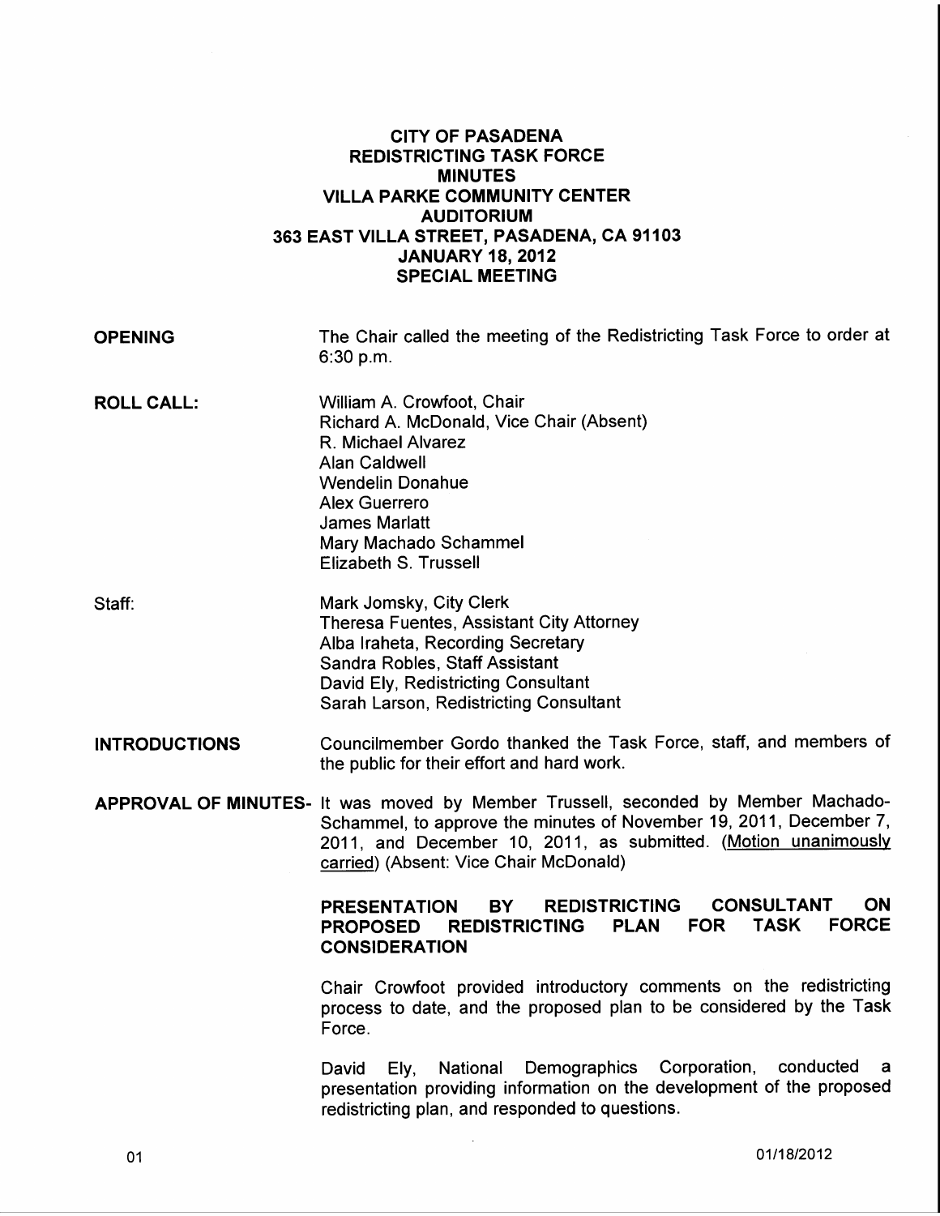# CITY OF PASADENA
## REDISTRICTING TASK FORCE
## MINUTES
## VILLA PARKE COMMUNITY CENTER
## AUDITORIUM
## 363 EAST VILLA STREET, PASADENA, CA 91103
## JANUARY 18, 2012
## SPECIAL MEETING

**OPENING** The Chair called the meeting of the Redistricting Task Force to order at 6:30 p.m.

**ROLL CALL:**
William A. Crowfoot, Chair
Richard A. McDonald, Vice Chair (Absent)
R. Michael Alvarez
Alan Caldwell
Wendelin Donahue
Alex Guerrero
James Marlatt
Mary Machado Schammel
Elizabeth S. Trussell

Staff:
Mark Jomsky, City Clerk
Theresa Fuentes, Assistant City Attorney
Alba Iraheta, Recording Secretary
Sandra Robles, Staff Assistant
David Ely, Redistricting Consultant
Sarah Larson, Redistricting Consultant

**INTRODUCTIONS** Councilmember Gordo thanked the Task Force, staff, and members of the public for their effort and hard work.

**APPROVAL OF MINUTES-** It was moved by Member Trussell, seconded by Member Machado-Schammel, to approve the minutes of November 19, 2011, December 7, 2011, and December 10, 2011, as submitted. (Motion unanimously carried) (Absent: Vice Chair McDonald)

**PRESENTATION BY REDISTRICTING CONSULTANT ON PROPOSED REDISTRICTING PLAN FOR TASK FORCE CONSIDERATION**

Chair Crowfoot provided introductory comments on the redistricting process to date, and the proposed plan to be considered by the Task Force.

David Ely, National Demographics Corporation, conducted a presentation providing information on the development of the proposed redistricting plan, and responded to questions.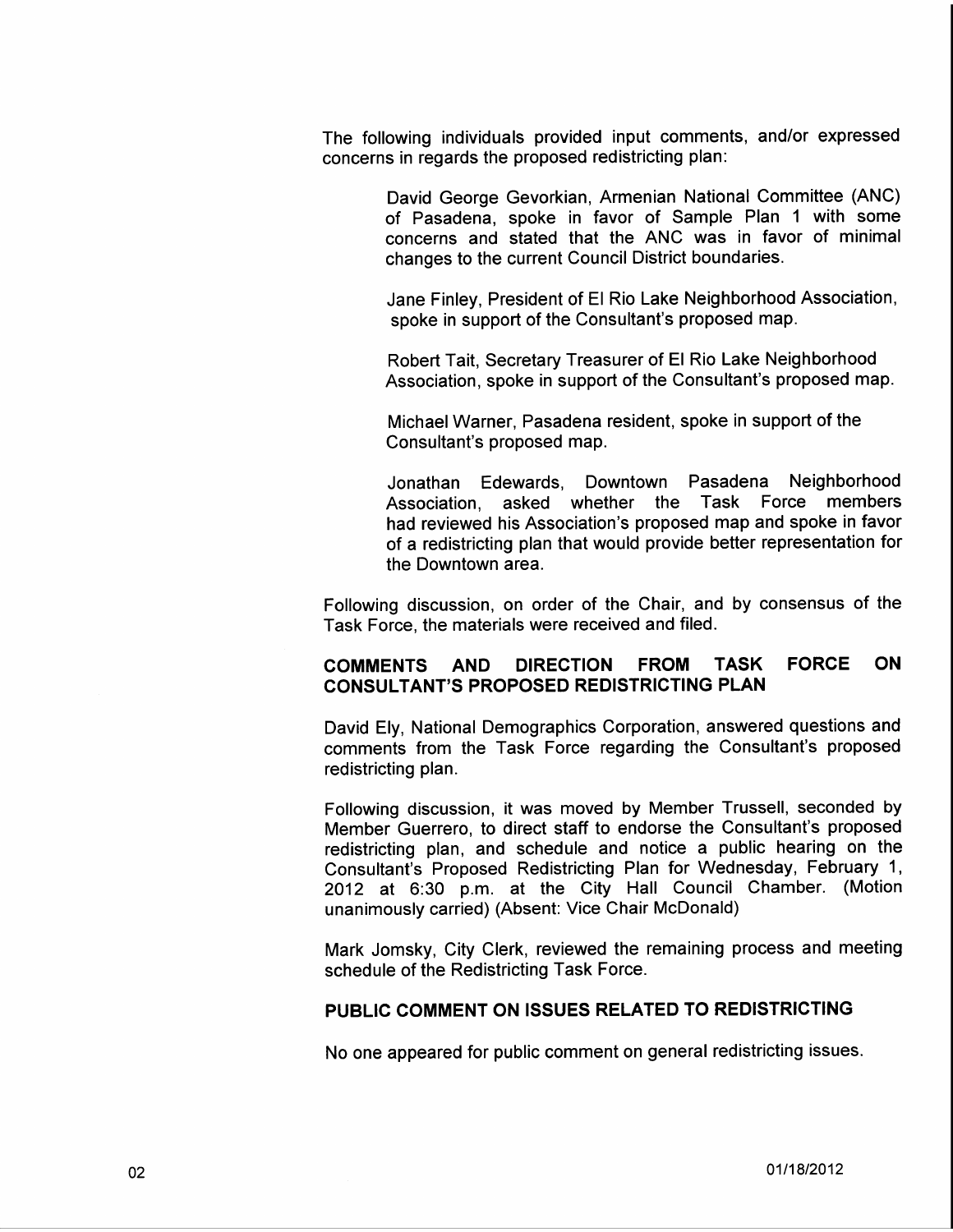The following individuals provided input comments, and/or expressed concerns in regards the proposed redistricting plan:

> David George Gevorkian, Armenian National Committee (ANC) of Pasadena, spoke in favor of Sample Plan 1 with some concerns and stated that the ANC was in favor of minimal changes to the current Council District boundaries.
>
> Jane Finley, President of El Rio Lake Neighborhood Association, spoke in support of the Consultant's proposed map.
>
> Robert Tait, Secretary Treasurer of El Rio Lake Neighborhood Association, spoke in support of the Consultant's proposed map.
>
> Michael Warner, Pasadena resident, spoke in support of the Consultant's proposed map.
>
> Jonathan Edewards, Downtown Pasadena Neighborhood Association, asked whether the Task Force members had reviewed his Association's proposed map and spoke in favor of a redistricting plan that would provide better representation for the Downtown area.

Following discussion, on order of the Chair, and by consensus of the Task Force, the materials were received and filed.

**COMMENTS AND DIRECTION FROM TASK FORCE ON CONSULTANT'S PROPOSED REDISTRICTING PLAN**

David Ely, National Demographics Corporation, answered questions and comments from the Task Force regarding the Consultant's proposed redistricting plan.

Following discussion, it was moved by Member Trussell, seconded by Member Guerrero, to direct staff to endorse the Consultant's proposed redistricting plan, and schedule and notice a public hearing on the Consultant's Proposed Redistricting Plan for Wednesday, February 1, 2012 at 6:30 p.m. at the City Hall Council Chamber. (Motion unanimously carried) (Absent: Vice Chair McDonald)

Mark Jomsky, City Clerk, reviewed the remaining process and meeting schedule of the Redistricting Task Force.

**PUBLIC COMMENT ON ISSUES RELATED TO REDISTRICTING**

No one appeared for public comment on general redistricting issues.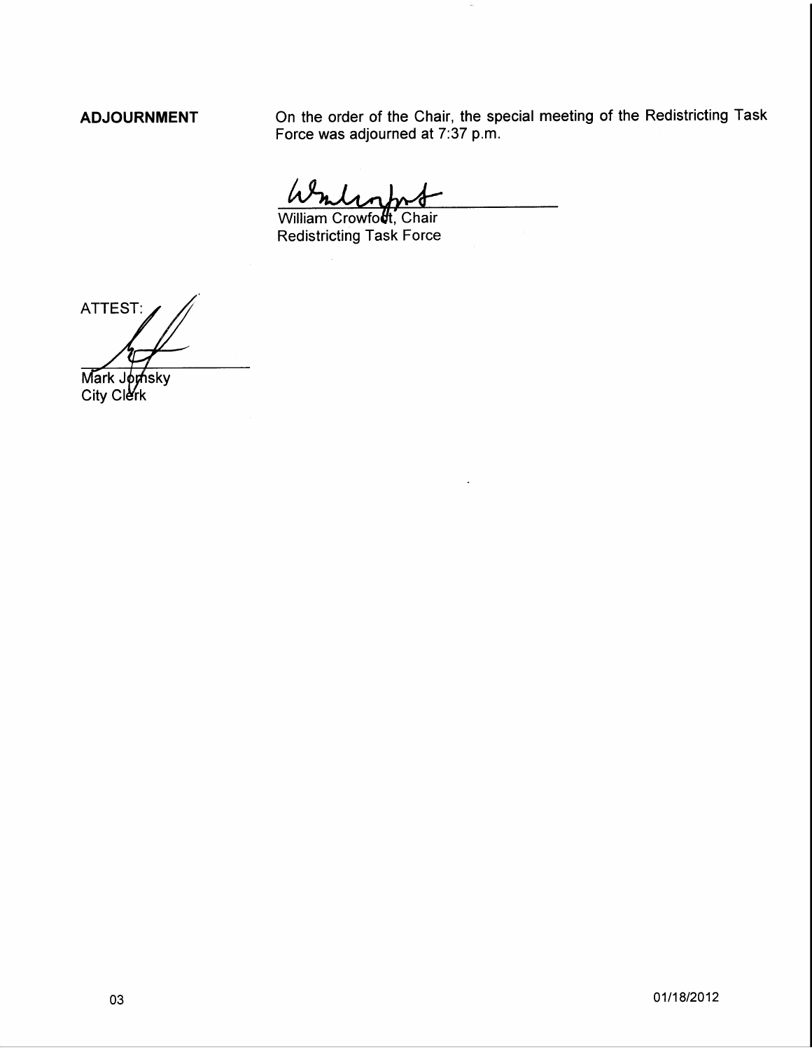**ADJOURNMENT**

On the order of the Chair, the special meeting of the Redistricting Task Force was adjourned at 7:37 p.m.

William Crowfoot, Chair
Redistricting Task Force

ATTEST:

Mark Jomsky
City Clerk

01/18/2012